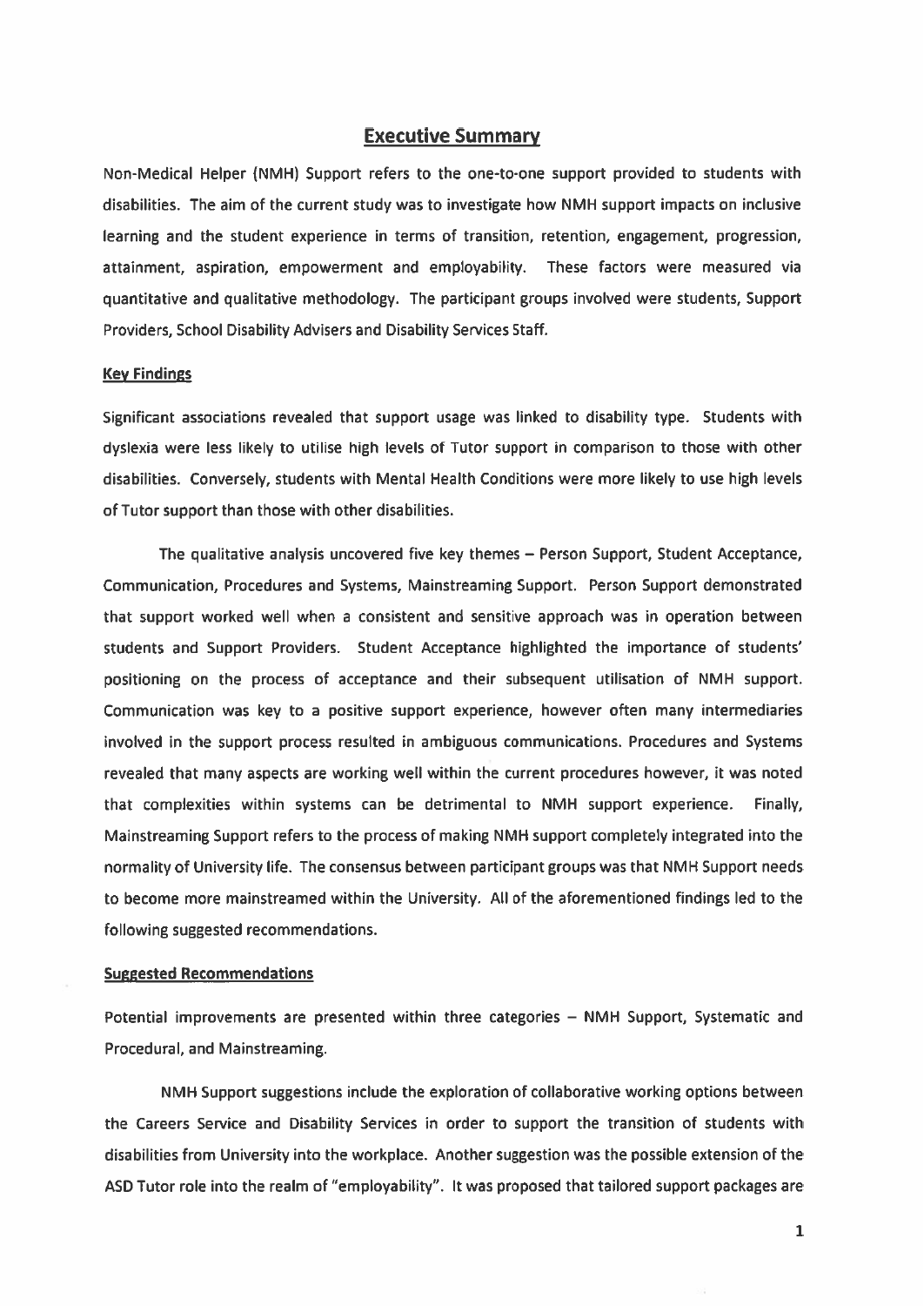# Executive Summary

Non-Medical Helper (NMH) Support refers to the one-to-one support provided to students with disabilities. The aim of the current study was to investigate how NMH support impacts on inclusive learning and the student experience in terms of transition, retention, engagement, progression, attainment, aspiration, empowerment and employability. These factors were measured via quantitative and qualitative methodology. The participant groups involved were students, Support Providers, School Disability Advisers and Disability Services Staff.

## Key Findings

Significant associations revealed that support usage was linked to disability type. Students with dyslexia were less likely to utilise high levels of Tutor support in comparison to those with other disabilities. Conversely, students with Mental Health Conditions were more likely to use high levels of Tutor support than those with other disabilities.

The qualitative analysis uncovered five key themes – Person Support, Student Acceptance, Communication, Procedures and Systems, Mainstreaming Support. Person Support demonstrated that support worked well when a consistent and sensitive approach was in operation between students and Support Providers. Student Acceptance highlighted the importance of students' positioning on the process of acceptance and their subsequent utilisation of NMH support. Communication was key to a positive support experience, however often many intermediaries involved in the support process resulted in ambiguous communications. Procedures and Systems revealed that many aspects are working well within the current procedures however, it was noted that complexities within systems can be detrimental to NMH support experience. Finally, Mainstreaming Support refers to the process of making NMH support completely integrated into the normality of University life. The consensus between participant groups was that NMH Support needs to become more mainstreamed within the University. All of the aforementioned findings led to the following suggested recommendations.

## Suggested Recommendations

Potential improvements are presented within three categories – NMH Support, Systematic and Procedural, and Mainstreaming.

NMH Support suggestions include the exploration of collaborative working options between the Careers Service and Disability Services in order to support the transition of students with disabilities from University into the workplace. Another suggestion was the possible extension of the ASD Tutor role into the realm of "employability". It was proposed that tailored support packages are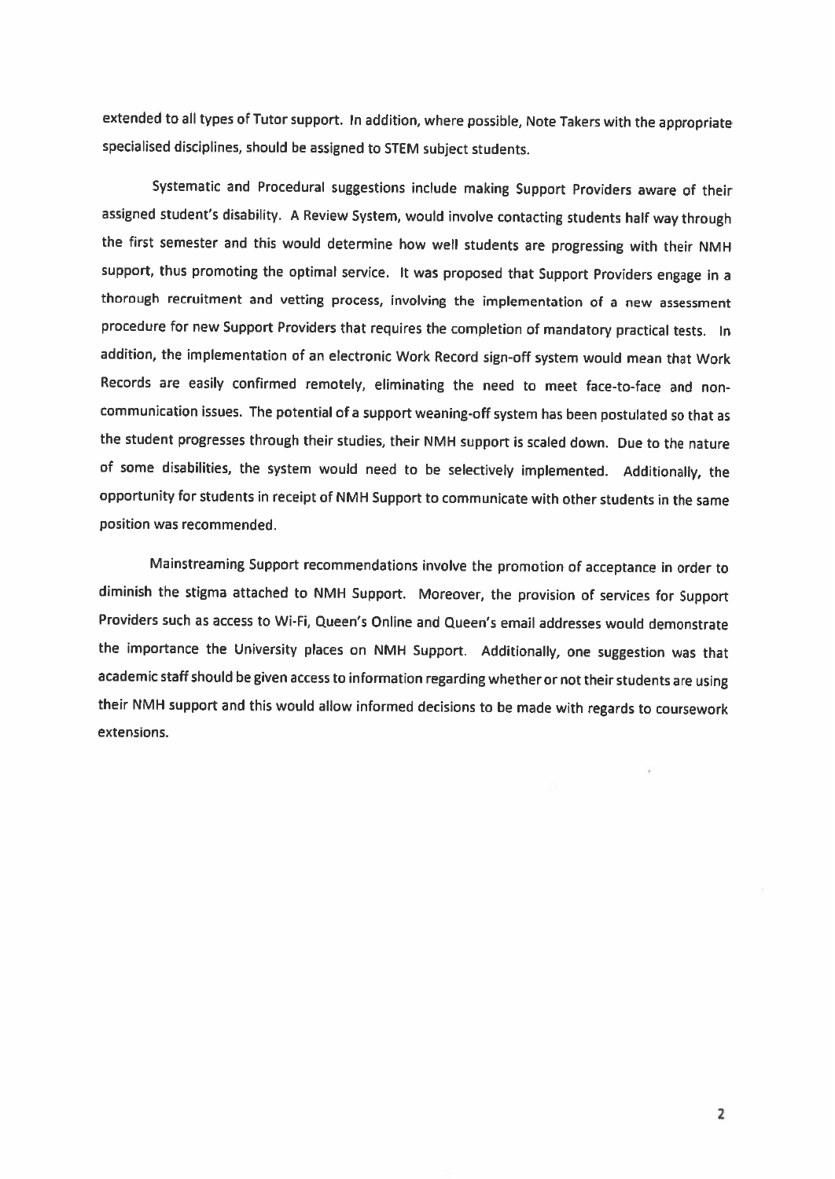extended to all types of Tutor support. In addition, where possible, Note Takers with the appropriate specialised disciplines, should be assigned to STEM subject students.

Systematic and Procedural suggestions include making Support Providers aware of their assigned student's disability. A Review System, would involve contacting students half way through the first semester and this would determine how well students are progressing with their NMH support, thus promoting the optimal service. It was proposed that Support Providers engage in a thorough recruitment and vetting process, involving the implementation of a new assessment procedure for new Support Providers that requires the completion of mandatory practical tests. In addition, the implementation of an electronic Work Record sign-off system would mean that Work Records are easily confirmed remotely, eliminating the need to meet face-to-face and non-communication issues. The potential of a support weaning-off system has been postulated so that as the student progresses through their studies, their NMH support is scaled down. Due to the nature of some disabilities, the system would need to be selectively implemented. Additionally, the opportunity for students in receipt of NMH Support to communicate with other students in the same position was recommended.

Mainstreaming Support recommendations involve the promotion of acceptance in order to diminish the stigma attached to NMH Support. Moreover, the provision of services for Support Providers such as access to Wi-Fi, Queen's Online and Queen's email addresses would demonstrate the importance the University places on NMH Support. Additionally, one suggestion was that academic staff should be given access to information regarding whether or not their students are using their NMH support and this would allow informed decisions to be made with regards to coursework extensions.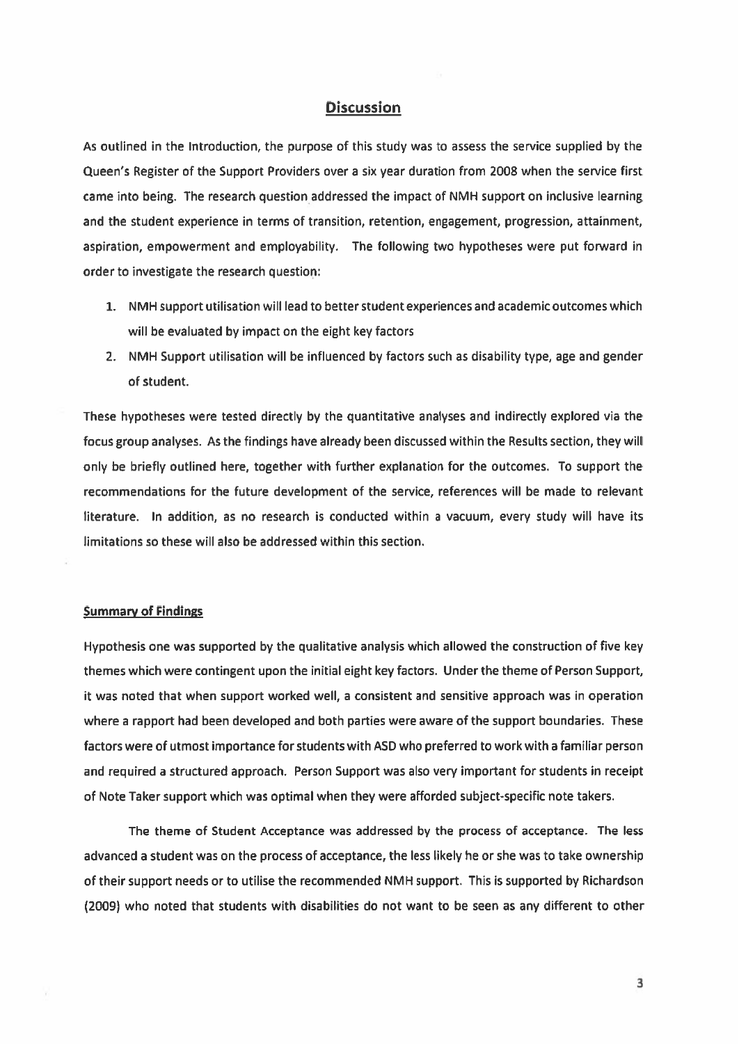## Discussion

As outlined in the Introduction, the purpose of this study was to assess the service supplied by the Queen's Register of the Support Providers over a six year duration from 2008 when the service first came into being. The research question addressed the impact of NMH support on inclusive learning and the student experience in terms of transition, retention, engagement, progression, attainment, aspiration, empowerment and employability. The following two hypotheses were put forward in order to investigate the research question:

1. NMH support utilisation will lead to better student experiences and academic outcomes which will be evaluated by impact on the eight key factors
2. NMH Support utilisation will be influenced by factors such as disability type, age and gender of student.

These hypotheses were tested directly by the quantitative analyses and indirectly explored via the focus group analyses. As the findings have already been discussed within the Results section, they will only be briefly outlined here, together with further explanation for the outcomes. To support the recommendations for the future development of the service, references will be made to relevant literature. In addition, as no research is conducted within a vacuum, every study will have its limitations so these will also be addressed within this section.

### Summary of Findings

Hypothesis one was supported by the qualitative analysis which allowed the construction of five key themes which were contingent upon the initial eight key factors. Under the theme of Person Support, it was noted that when support worked well, a consistent and sensitive approach was in operation where a rapport had been developed and both parties were aware of the support boundaries. These factors were of utmost importance for students with ASD who preferred to work with a familiar person and required a structured approach. Person Support was also very important for students in receipt of Note Taker support which was optimal when they were afforded subject-specific note takers.

The theme of Student Acceptance was addressed by the process of acceptance. The less advanced a student was on the process of acceptance, the less likely he or she was to take ownership of their support needs or to utilise the recommended NMH support. This is supported by Richardson (2009) who noted that students with disabilities do not want to be seen as any different to other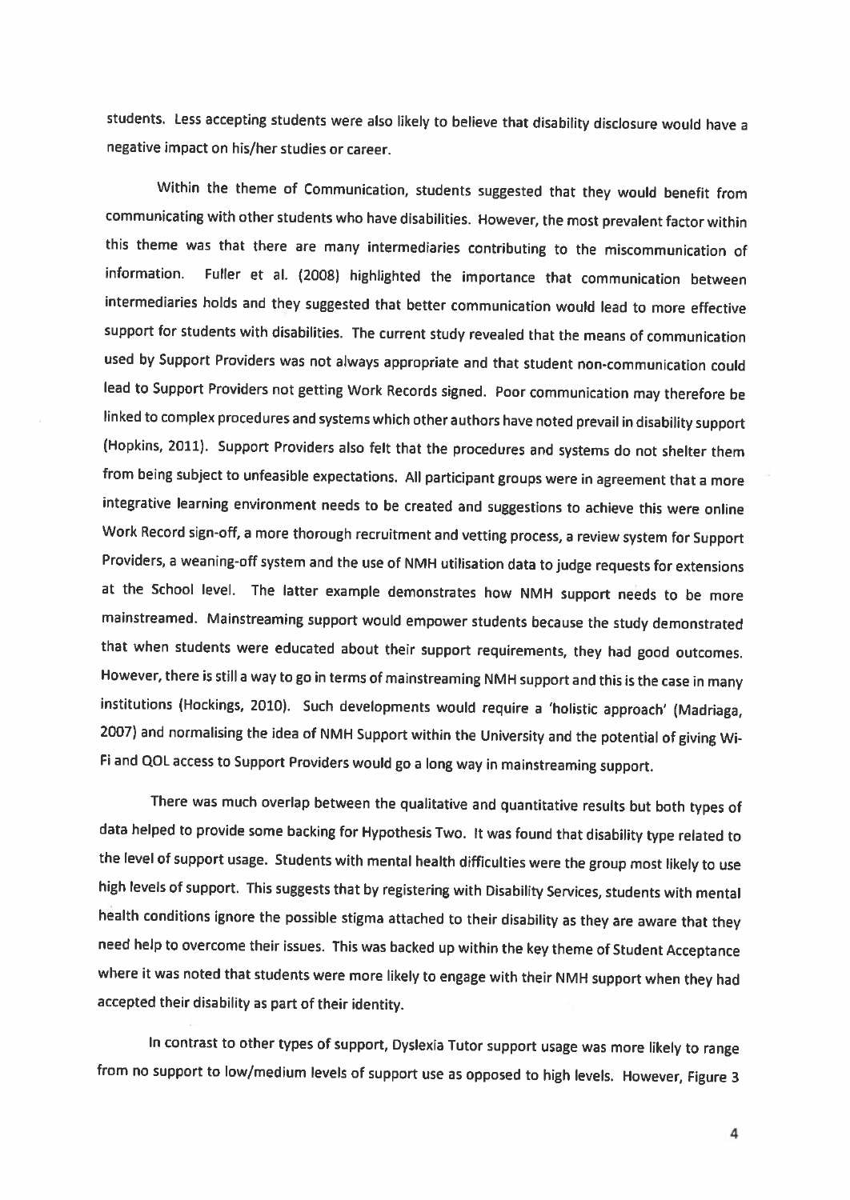students. Less accepting students were also likely to believe that disability disclosure would have a negative impact on his/her studies or career.

Within the theme of Communication, students suggested that they would benefit from communicating with other students who have disabilities. However, the most prevalent factor within this theme was that there are many intermediaries contributing to the miscommunication of information. Fuller et al. (2008) highlighted the importance that communication between intermediaries holds and they suggested that better communication would lead to more effective support for students with disabilities. The current study revealed that the means of communication used by Support Providers was not always appropriate and that student non-communication could lead to Support Providers not getting Work Records signed. Poor communication may therefore be linked to complex procedures and systems which other authors have noted prevail in disability support (Hopkins, 2011). Support Providers also felt that the procedures and systems do not shelter them from being subject to unfeasible expectations. All participant groups were in agreement that a more integrative learning environment needs to be created and suggestions to achieve this were online Work Record sign-off, a more thorough recruitment and vetting process, a review system for Support Providers, a weaning-off system and the use of NMH utilisation data to judge requests for extensions at the School level. The latter example demonstrates how NMH support needs to be more mainstreamed. Mainstreaming support would empower students because the study demonstrated that when students were educated about their support requirements, they had good outcomes. However, there is still a way to go in terms of mainstreaming NMH support and this is the case in many institutions (Hockings, 2010). Such developments would require a 'holistic approach' (Madriaga, 2007) and normalising the idea of NMH Support within the University and the potential of giving Wi-Fi and QOL access to Support Providers would go a long way in mainstreaming support.

There was much overlap between the qualitative and quantitative results but both types of data helped to provide some backing for Hypothesis Two. It was found that disability type related to the level of support usage. Students with mental health difficulties were the group most likely to use high levels of support. This suggests that by registering with Disability Services, students with mental health conditions ignore the possible stigma attached to their disability as they are aware that they need help to overcome their issues. This was backed up within the key theme of Student Acceptance where it was noted that students were more likely to engage with their NMH support when they had accepted their disability as part of their identity.

In contrast to other types of support, Dyslexia Tutor support usage was more likely to range from no support to low/medium levels of support use as opposed to high levels. However, Figure 3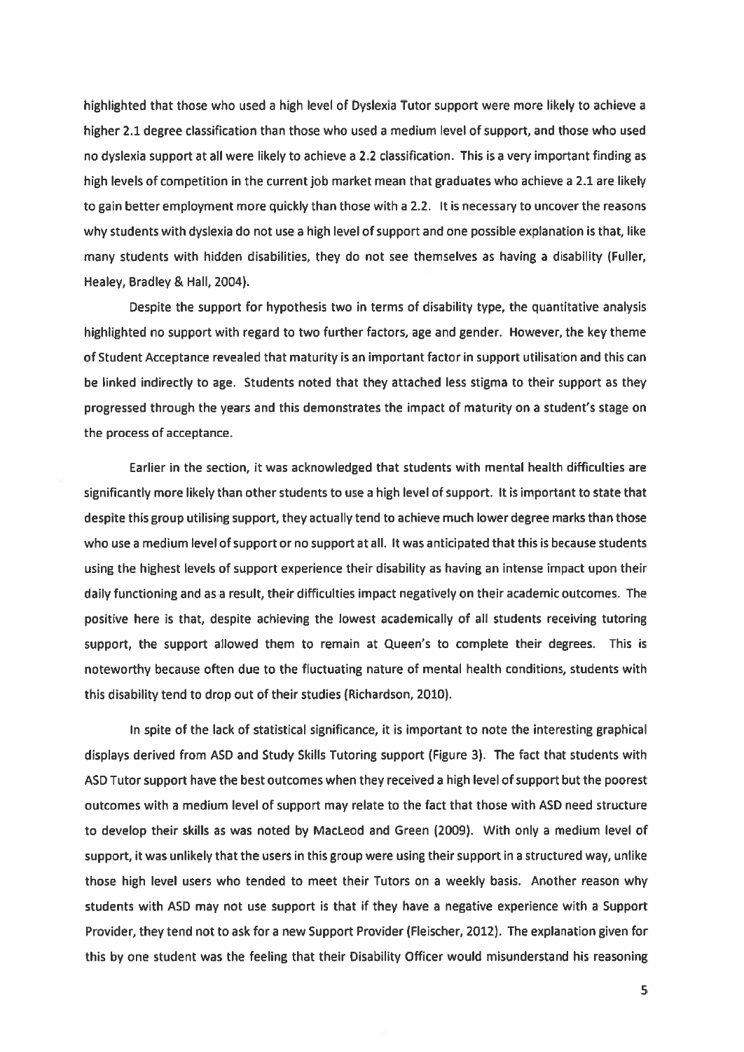highlighted that those who used a high level of Dyslexia Tutor support were more likely to achieve a higher 2.1 degree classification than those who used a medium level of support, and those who used no dyslexia support at all were likely to achieve a 2.2 classification. This is a very important finding as high levels of competition in the current job market mean that graduates who achieve a 2.1 are likely to gain better employment more quickly than those with a 2.2. It is necessary to uncover the reasons why students with dyslexia do not use a high level of support and one possible explanation is that, like many students with hidden disabilities, they do not see themselves as having a disability (Fuller, Healey, Bradley & Hall, 2004).

Despite the support for hypothesis two in terms of disability type, the quantitative analysis highlighted no support with regard to two further factors, age and gender. However, the key theme of Student Acceptance revealed that maturity is an important factor in support utilisation and this can be linked indirectly to age. Students noted that they attached less stigma to their support as they progressed through the years and this demonstrates the impact of maturity on a student's stage on the process of acceptance.

Earlier in the section, it was acknowledged that students with mental health difficulties are significantly more likely than other students to use a high level of support. It is important to state that despite this group utilising support, they actually tend to achieve much lower degree marks than those who use a medium level of support or no support at all. It was anticipated that this is because students using the highest levels of support experience their disability as having an intense impact upon their daily functioning and as a result, their difficulties impact negatively on their academic outcomes. The positive here is that, despite achieving the lowest academically of all students receiving tutoring support, the support allowed them to remain at Queen's to complete their degrees. This is noteworthy because often due to the fluctuating nature of mental health conditions, students with this disability tend to drop out of their studies (Richardson, 2010).

In spite of the lack of statistical significance, it is important to note the interesting graphical displays derived from ASD and Study Skills Tutoring support (Figure 3). The fact that students with ASD Tutor support have the best outcomes when they received a high level of support but the poorest outcomes with a medium level of support may relate to the fact that those with ASD need structure to develop their skills as was noted by MacLeod and Green (2009). With only a medium level of support, it was unlikely that the users in this group were using their support in a structured way, unlike those high level users who tended to meet their Tutors on a weekly basis. Another reason why students with ASD may not use support is that if they have a negative experience with a Support Provider, they tend not to ask for a new Support Provider (Fleischer, 2012). The explanation given for this by one student was the feeling that their Disability Officer would misunderstand his reasoning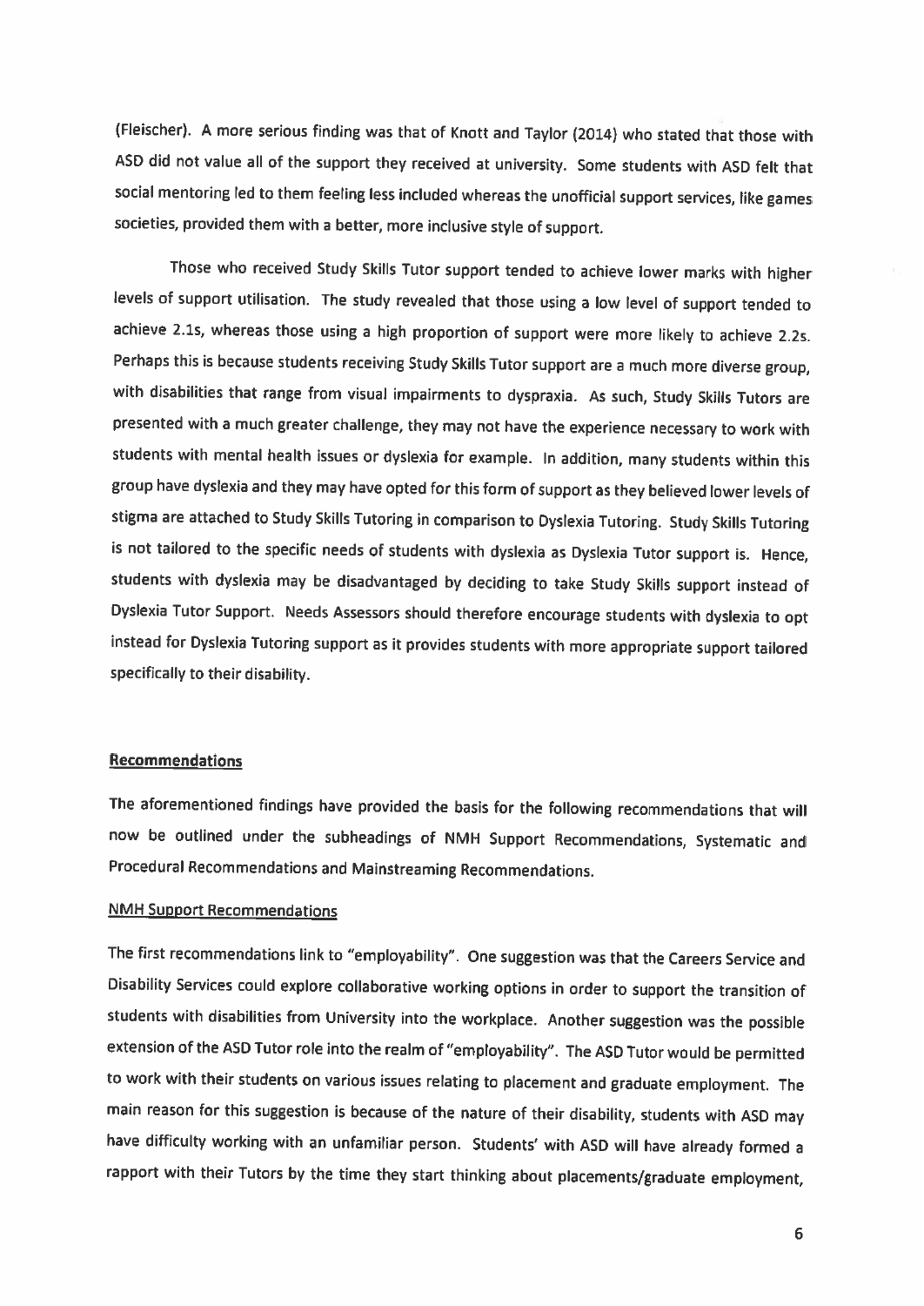(Fleischer). A more serious finding was that of Knott and Taylor (2014) who stated that those with ASD did not value all of the support they received at university. Some students with ASD felt that social mentoring led to them feeling less included whereas the unofficial support services, like games societies, provided them with a better, more inclusive style of support.

Those who received Study Skills Tutor support tended to achieve lower marks with higher levels of support utilisation. The study revealed that those using a low level of support tended to achieve 2.1s, whereas those using a high proportion of support were more likely to achieve 2.2s. Perhaps this is because students receiving Study Skills Tutor support are a much more diverse group, with disabilities that range from visual impairments to dyspraxia. As such, Study Skills Tutors are presented with a much greater challenge, they may not have the experience necessary to work with students with mental health issues or dyslexia for example. In addition, many students within this group have dyslexia and they may have opted for this form of support as they believed lower levels of stigma are attached to Study Skills Tutoring in comparison to Dyslexia Tutoring. Study Skills Tutoring is not tailored to the specific needs of students with dyslexia as Dyslexia Tutor support is. Hence, students with dyslexia may be disadvantaged by deciding to take Study Skills support instead of Dyslexia Tutor Support. Needs Assessors should therefore encourage students with dyslexia to opt instead for Dyslexia Tutoring support as it provides students with more appropriate support tailored specifically to their disability.

## Recommendations

The aforementioned findings have provided the basis for the following recommendations that will now be outlined under the subheadings of NMH Support Recommendations, Systematic and Procedural Recommendations and Mainstreaming Recommendations.

### NMH Support Recommendations

The first recommendations link to "employability". One suggestion was that the Careers Service and Disability Services could explore collaborative working options in order to support the transition of students with disabilities from University into the workplace. Another suggestion was the possible extension of the ASD Tutor role into the realm of "employability". The ASD Tutor would be permitted to work with their students on various issues relating to placement and graduate employment. The main reason for this suggestion is because of the nature of their disability, students with ASD may have difficulty working with an unfamiliar person. Students' with ASD will have already formed a rapport with their Tutors by the time they start thinking about placements/graduate employment,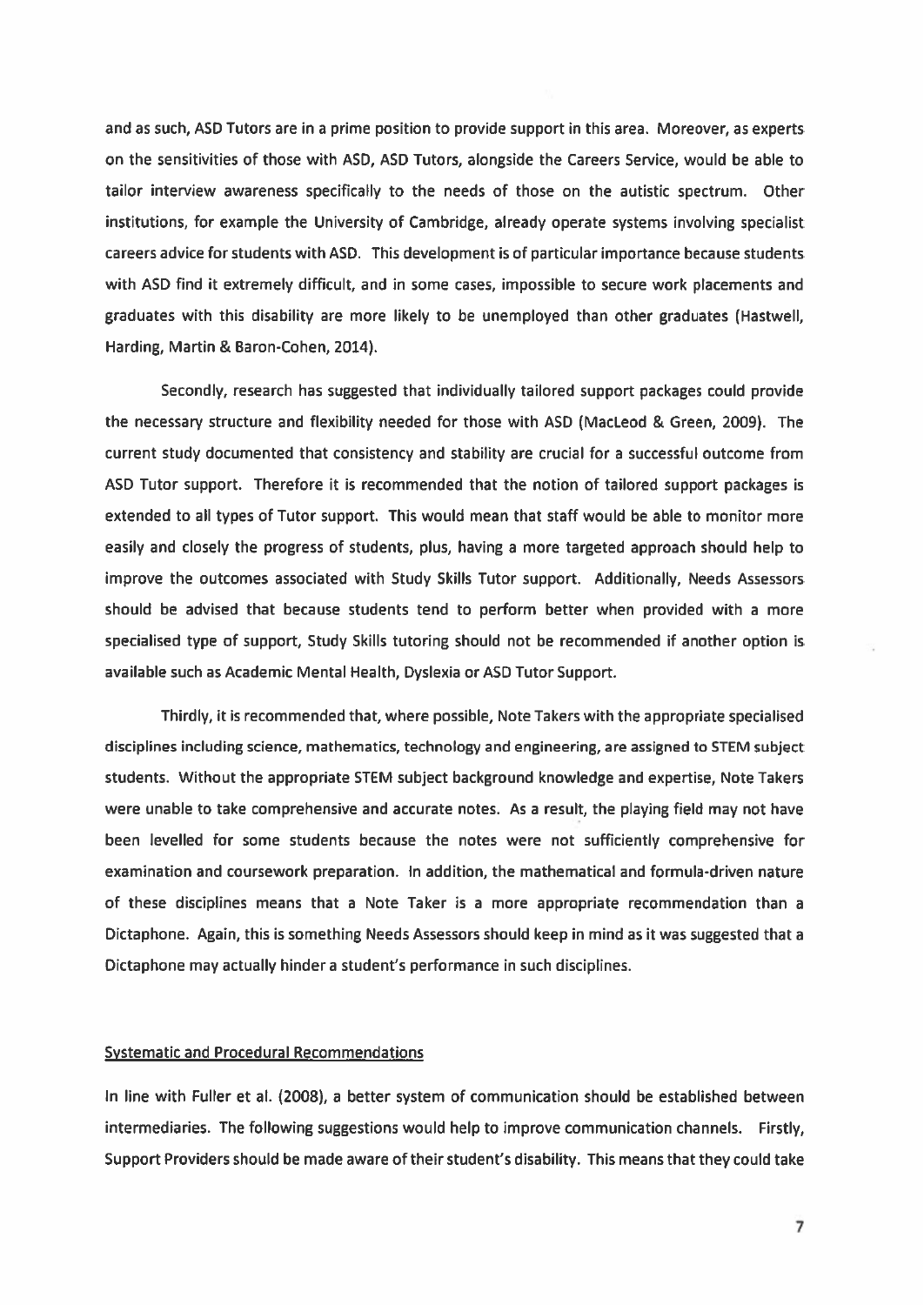and as such, ASD Tutors are in a prime position to provide support in this area. Moreover, as experts on the sensitivities of those with ASD, ASD Tutors, alongside the Careers Service, would be able to tailor interview awareness specifically to the needs of those on the autistic spectrum. Other institutions, for example the University of Cambridge, already operate systems involving specialist careers advice for students with ASD. This development is of particular importance because students with ASD find it extremely difficult, and in some cases, impossible to secure work placements and graduates with this disability are more likely to be unemployed than other graduates (Hastwell, Harding, Martin & Baron-Cohen, 2014).

Secondly, research has suggested that individually tailored support packages could provide the necessary structure and flexibility needed for those with ASD (MacLeod & Green, 2009). The current study documented that consistency and stability are crucial for a successful outcome from ASD Tutor support. Therefore it is recommended that the notion of tailored support packages is extended to all types of Tutor support. This would mean that staff would be able to monitor more easily and closely the progress of students, plus, having a more targeted approach should help to improve the outcomes associated with Study Skills Tutor support. Additionally, Needs Assessors should be advised that because students tend to perform better when provided with a more specialised type of support, Study Skills tutoring should not be recommended if another option is available such as Academic Mental Health, Dyslexia or ASD Tutor Support.

Thirdly, it is recommended that, where possible, Note Takers with the appropriate specialised disciplines including science, mathematics, technology and engineering, are assigned to STEM subject students. Without the appropriate STEM subject background knowledge and expertise, Note Takers were unable to take comprehensive and accurate notes. As a result, the playing field may not have been levelled for some students because the notes were not sufficiently comprehensive for examination and coursework preparation. In addition, the mathematical and formula-driven nature of these disciplines means that a Note Taker is a more appropriate recommendation than a Dictaphone. Again, this is something Needs Assessors should keep in mind as it was suggested that a Dictaphone may actually hinder a student's performance in such disciplines.

## Systematic and Procedural Recommendations

In line with Fuller et al. (2008), a better system of communication should be established between intermediaries. The following suggestions would help to improve communication channels. Firstly, Support Providers should be made aware of their student's disability. This means that they could take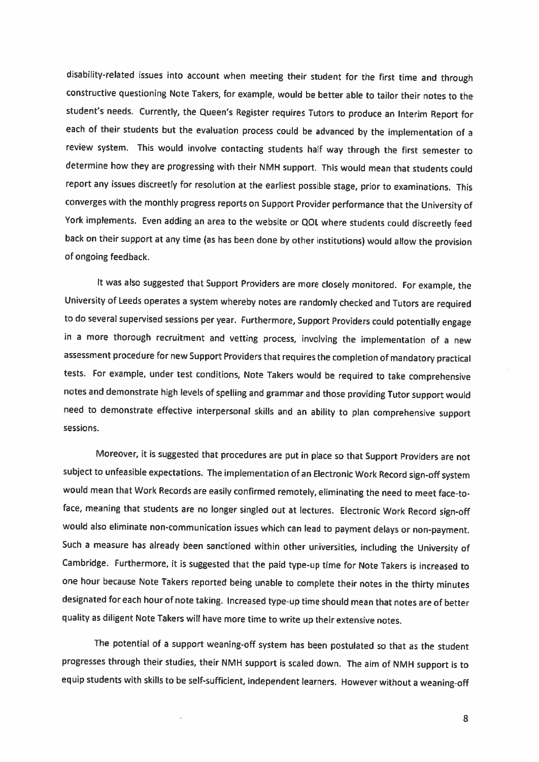disability-related issues into account when meeting their student for the first time and through constructive questioning Note Takers, for example, would be better able to tailor their notes to the student's needs. Currently, the Queen's Register requires Tutors to produce an Interim Report for each of their students but the evaluation process could be advanced by the implementation of a review system. This would involve contacting students half way through the first semester to determine how they are progressing with their NMH support. This would mean that students could report any issues discreetly for resolution at the earliest possible stage, prior to examinations. This converges with the monthly progress reports on Support Provider performance that the University of York implements. Even adding an area to the website or QOL where students could discreetly feed back on their support at any time (as has been done by other institutions) would allow the provision of ongoing feedback.

It was also suggested that Support Providers are more closely monitored. For example, the University of Leeds operates a system whereby notes are randomly checked and Tutors are required to do several supervised sessions per year. Furthermore, Support Providers could potentially engage in a more thorough recruitment and vetting process, involving the implementation of a new assessment procedure for new Support Providers that requires the completion of mandatory practical tests. For example, under test conditions, Note Takers would be required to take comprehensive notes and demonstrate high levels of spelling and grammar and those providing Tutor support would need to demonstrate effective interpersonal skills and an ability to plan comprehensive support sessions.

Moreover, it is suggested that procedures are put in place so that Support Providers are not subject to unfeasible expectations. The implementation of an Electronic Work Record sign-off system would mean that Work Records are easily confirmed remotely, eliminating the need to meet face-to-face, meaning that students are no longer singled out at lectures. Electronic Work Record sign-off would also eliminate non-communication issues which can lead to payment delays or non-payment. Such a measure has already been sanctioned within other universities, including the University of Cambridge. Furthermore, it is suggested that the paid type-up time for Note Takers is increased to one hour because Note Takers reported being unable to complete their notes in the thirty minutes designated for each hour of note taking. Increased type-up time should mean that notes are of better quality as diligent Note Takers will have more time to write up their extensive notes.

The potential of a support weaning-off system has been postulated so that as the student progresses through their studies, their NMH support is scaled down. The aim of NMH support is to equip students with skills to be self-sufficient, independent learners. However without a weaning-off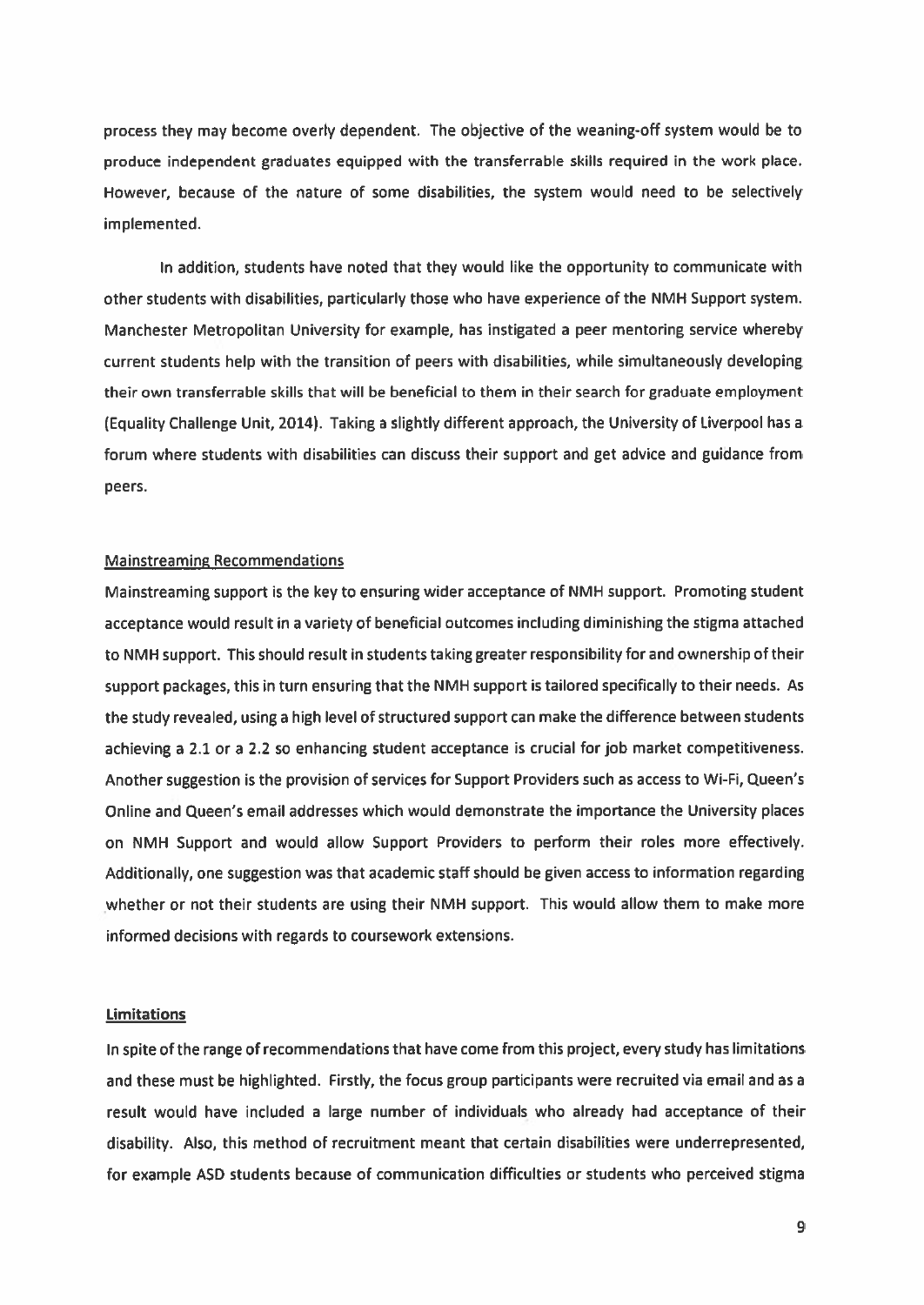process they may become overly dependent. The objective of the weaning-off system would be to produce independent graduates equipped with the transferrable skills required in the work place. However, because of the nature of some disabilities, the system would need to be selectively implemented.

In addition, students have noted that they would like the opportunity to communicate with other students with disabilities, particularly those who have experience of the NMH Support system. Manchester Metropolitan University for example, has instigated a peer mentoring service whereby current students help with the transition of peers with disabilities, while simultaneously developing their own transferrable skills that will be beneficial to them in their search for graduate employment (Equality Challenge Unit, 2014). Taking a slightly different approach, the University of Liverpool has a forum where students with disabilities can discuss their support and get advice and guidance from peers.

## Mainstreaming Recommendations

Mainstreaming support is the key to ensuring wider acceptance of NMH support. Promoting student acceptance would result in a variety of beneficial outcomes including diminishing the stigma attached to NMH support. This should result in students taking greater responsibility for and ownership of their support packages, this in turn ensuring that the NMH support is tailored specifically to their needs. As the study revealed, using a high level of structured support can make the difference between students achieving a 2.1 or a 2.2 so enhancing student acceptance is crucial for job market competitiveness. Another suggestion is the provision of services for Support Providers such as access to Wi-Fi, Queen's Online and Queen's email addresses which would demonstrate the importance the University places on NMH Support and would allow Support Providers to perform their roles more effectively. Additionally, one suggestion was that academic staff should be given access to information regarding whether or not their students are using their NMH support. This would allow them to make more informed decisions with regards to coursework extensions.

## Limitations

In spite of the range of recommendations that have come from this project, every study has limitations and these must be highlighted. Firstly, the focus group participants were recruited via email and as a result would have included a large number of individuals who already had acceptance of their disability. Also, this method of recruitment meant that certain disabilities were underrepresented, for example ASD students because of communication difficulties or students who perceived stigma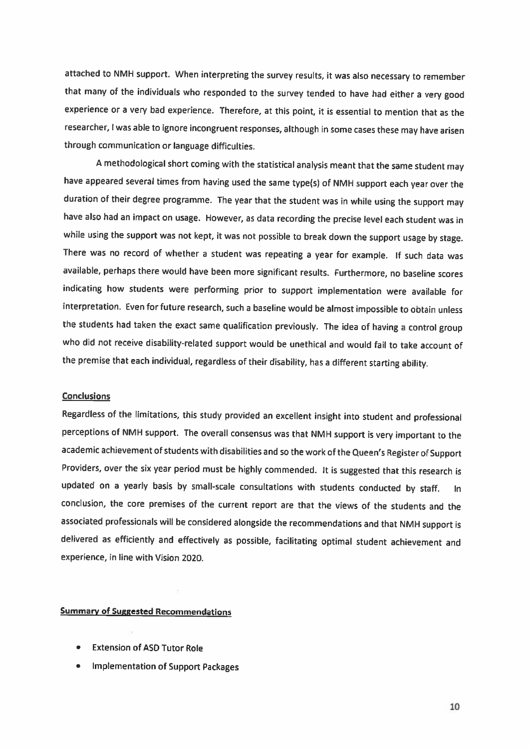attached to NMH support. When interpreting the survey results, it was also necessary to remember that many of the individuals who responded to the survey tended to have had either a very good experience or a very bad experience. Therefore, at this point, it is essential to mention that as the researcher, I was able to ignore incongruent responses, although in some cases these may have arisen through communication or language difficulties.

A methodological short coming with the statistical analysis meant that the same student may have appeared several times from having used the same type(s) of NMH support each year over the duration of their degree programme. The year that the student was in while using the support may have also had an impact on usage. However, as data recording the precise level each student was in while using the support was not kept, it was not possible to break down the support usage by stage. There was no record of whether a student was repeating a year for example. If such data was available, perhaps there would have been more significant results. Furthermore, no baseline scores indicating how students were performing prior to support implementation were available for interpretation. Even for future research, such a baseline would be almost impossible to obtain unless the students had taken the exact same qualification previously. The idea of having a control group who did not receive disability-related support would be unethical and would fail to take account of the premise that each individual, regardless of their disability, has a different starting ability.

## Conclusions

Regardless of the limitations, this study provided an excellent insight into student and professional perceptions of NMH support. The overall consensus was that NMH support is very important to the academic achievement of students with disabilities and so the work of the Queen's Register of Support Providers, over the six year period must be highly commended. It is suggested that this research is updated on a yearly basis by small-scale consultations with students conducted by staff. In conclusion, the core premises of the current report are that the views of the students and the associated professionals will be considered alongside the recommendations and that NMH support is delivered as efficiently and effectively as possible, facilitating optimal student achievement and experience, in line with Vision 2020.

## Summary of Suggested Recommendations

- Extension of ASD Tutor Role
- Implementation of Support Packages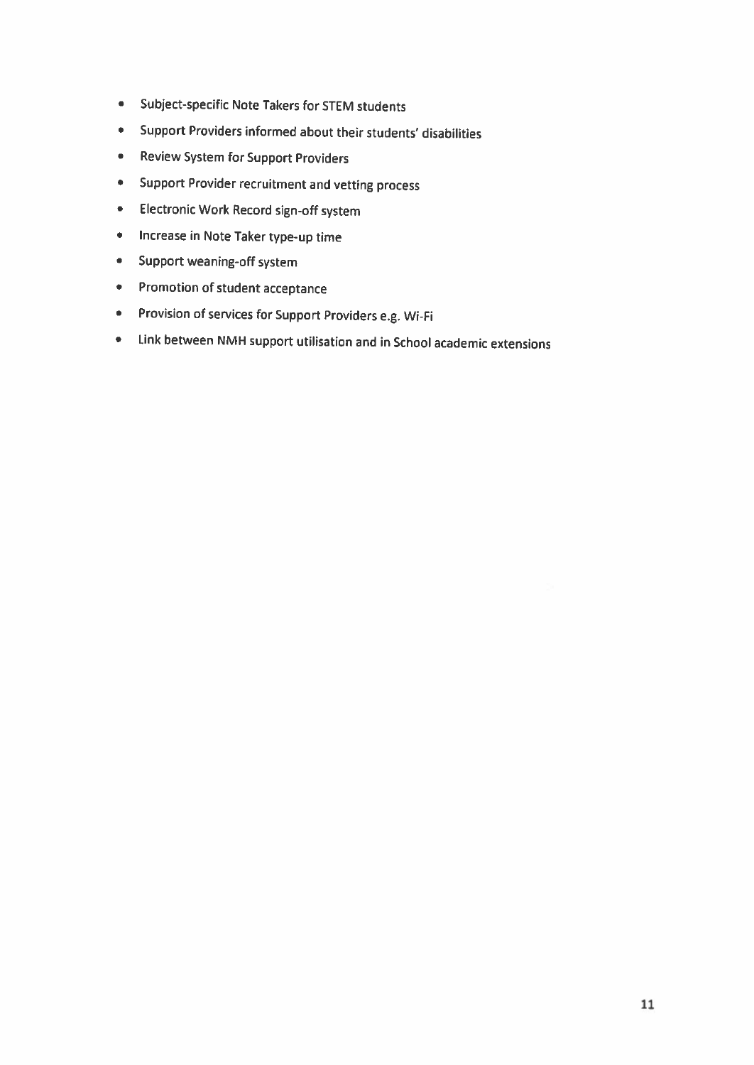- Subject-specific Note Takers for STEM students
- Support Providers informed about their students' disabilities
- Review System for Support Providers
- Support Provider recruitment and vetting process
- Electronic Work Record sign-off system
- Increase in Note Taker type-up time
- Support weaning-off system
- Promotion of student acceptance
- Provision of services for Support Providers e.g. Wi-Fi
- Link between NMH support utilisation and in School academic extensions